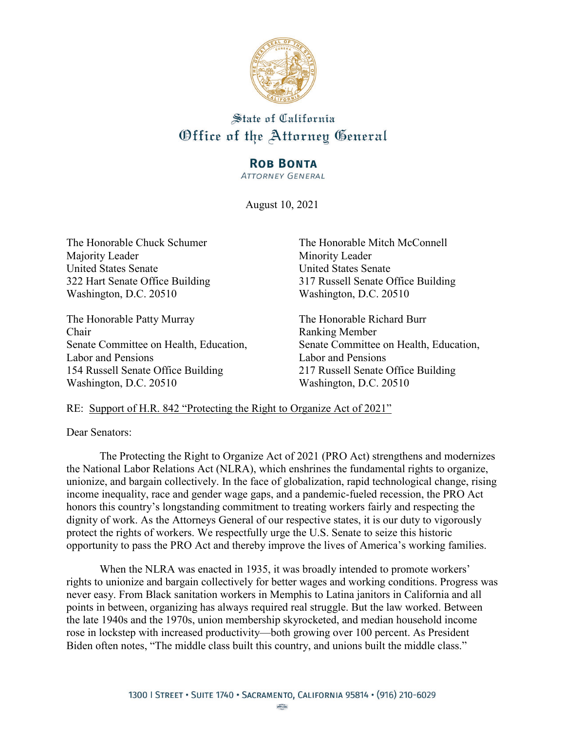State of California
Office of the Attorney General

**ROB BONTA**
*ATTORNEY GENERAL*

August 10, 2021

The Honorable Chuck Schumer
Majority Leader
United States Senate
322 Hart Senate Office Building
Washington, D.C. 20510

The Honorable Mitch McConnell
Minority Leader
United States Senate
317 Russell Senate Office Building
Washington, D.C. 20510

The Honorable Patty Murray
Chair
Senate Committee on Health, Education, Labor and Pensions
154 Russell Senate Office Building
Washington, D.C. 20510

The Honorable Richard Burr
Ranking Member
Senate Committee on Health, Education, Labor and Pensions
217 Russell Senate Office Building
Washington, D.C. 20510

RE: Support of H.R. 842 "Protecting the Right to Organize Act of 2021"

Dear Senators:

The Protecting the Right to Organize Act of 2021 (PRO Act) strengthens and modernizes the National Labor Relations Act (NLRA), which enshrines the fundamental rights to organize, unionize, and bargain collectively. In the face of globalization, rapid technological change, rising income inequality, race and gender wage gaps, and a pandemic-fueled recession, the PRO Act honors this country's longstanding commitment to treating workers fairly and respecting the dignity of work. As the Attorneys General of our respective states, it is our duty to vigorously protect the rights of workers. We respectfully urge the U.S. Senate to seize this historic opportunity to pass the PRO Act and thereby improve the lives of America's working families.

When the NLRA was enacted in 1935, it was broadly intended to promote workers' rights to unionize and bargain collectively for better wages and working conditions. Progress was never easy. From Black sanitation workers in Memphis to Latina janitors in California and all points in between, organizing has always required real struggle. But the law worked. Between the late 1940s and the 1970s, union membership skyrocketed, and median household income rose in lockstep with increased productivity—both growing over 100 percent. As President Biden often notes, "The middle class built this country, and unions built the middle class."

1300 I Street • Suite 1740 • Sacramento, California 95814 • (916) 210-6029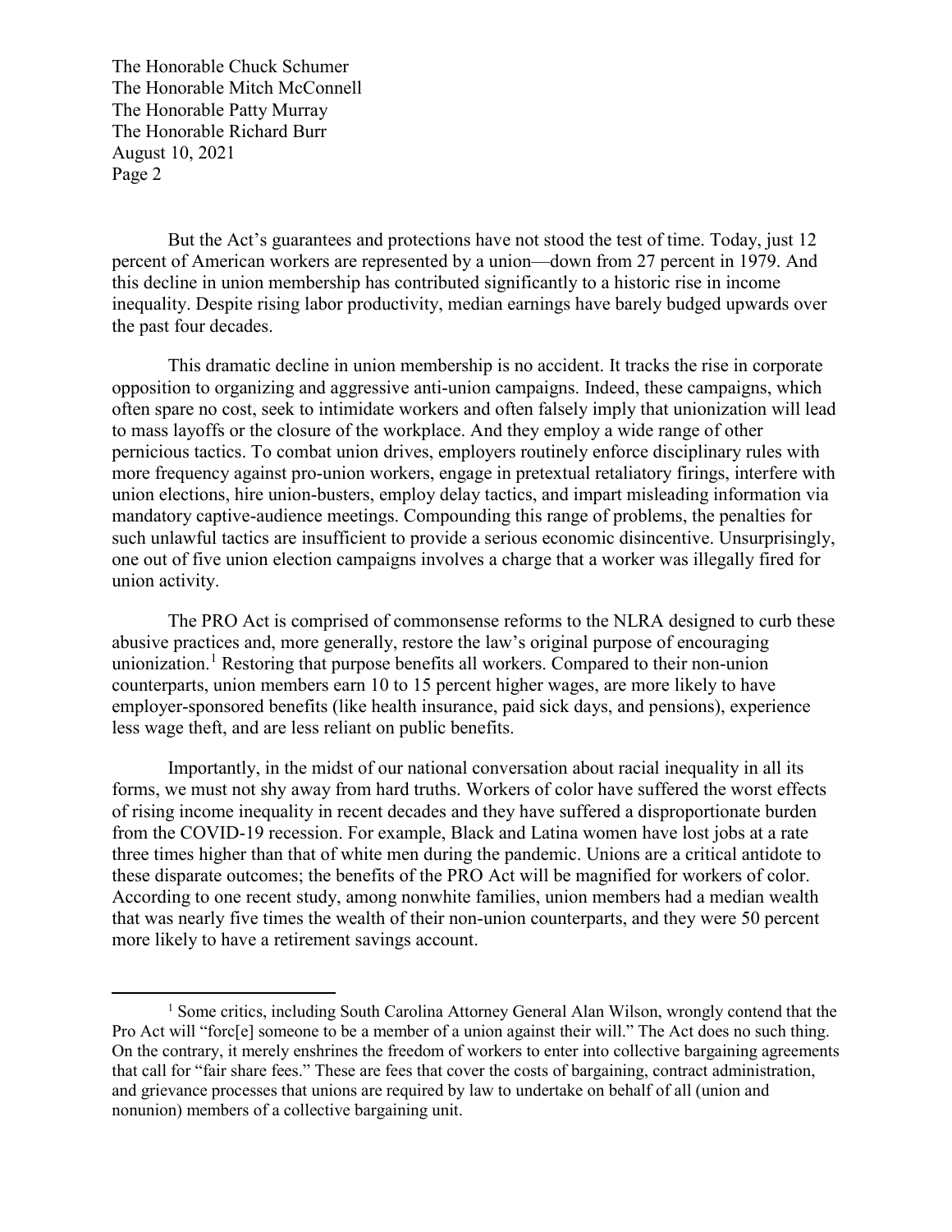But the Act's guarantees and protections have not stood the test of time. Today, just 12 percent of American workers are represented by a union—down from 27 percent in 1979. And this decline in union membership has contributed significantly to a historic rise in income inequality. Despite rising labor productivity, median earnings have barely budged upwards over the past four decades.

This dramatic decline in union membership is no accident. It tracks the rise in corporate opposition to organizing and aggressive anti-union campaigns. Indeed, these campaigns, which often spare no cost, seek to intimidate workers and often falsely imply that unionization will lead to mass layoffs or the closure of the workplace. And they employ a wide range of other pernicious tactics. To combat union drives, employers routinely enforce disciplinary rules with more frequency against pro-union workers, engage in pretextual retaliatory firings, interfere with union elections, hire union-busters, employ delay tactics, and impart misleading information via mandatory captive-audience meetings. Compounding this range of problems, the penalties for such unlawful tactics are insufficient to provide a serious economic disincentive. Unsurprisingly, one out of five union election campaigns involves a charge that a worker was illegally fired for union activity.

The PRO Act is comprised of commonsense reforms to the NLRA designed to curb these abusive practices and, more generally, restore the law's original purpose of encouraging unionization.[1] Restoring that purpose benefits all workers. Compared to their non-union counterparts, union members earn 10 to 15 percent higher wages, are more likely to have employer-sponsored benefits (like health insurance, paid sick days, and pensions), experience less wage theft, and are less reliant on public benefits.

Importantly, in the midst of our national conversation about racial inequality in all its forms, we must not shy away from hard truths. Workers of color have suffered the worst effects of rising income inequality in recent decades and they have suffered a disproportionate burden from the COVID-19 recession. For example, Black and Latina women have lost jobs at a rate three times higher than that of white men during the pandemic. Unions are a critical antidote to these disparate outcomes; the benefits of the PRO Act will be magnified for workers of color. According to one recent study, among nonwhite families, union members had a median wealth that was nearly five times the wealth of their non-union counterparts, and they were 50 percent more likely to have a retirement savings account.

---

[1] Some critics, including South Carolina Attorney General Alan Wilson, wrongly contend that the Pro Act will "forc[e] someone to be a member of a union against their will." The Act does no such thing. On the contrary, it merely enshrines the freedom of workers to enter into collective bargaining agreements that call for "fair share fees." These are fees that cover the costs of bargaining, contract administration, and grievance processes that unions are required by law to undertake on behalf of all (union and nonunion) members of a collective bargaining unit.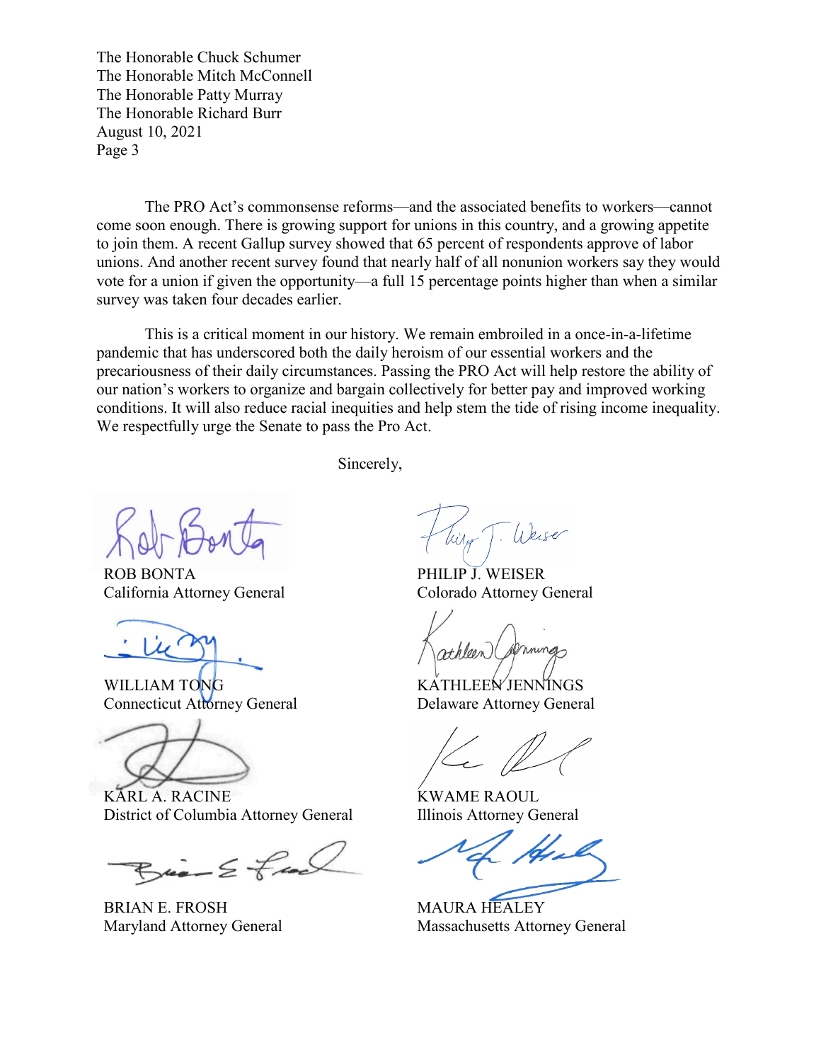The PRO Act's commonsense reforms—and the associated benefits to workers—cannot come soon enough. There is growing support for unions in this country, and a growing appetite to join them. A recent Gallup survey showed that 65 percent of respondents approve of labor unions. And another recent survey found that nearly half of all nonunion workers say they would vote for a union if given the opportunity—a full 15 percentage points higher than when a similar survey was taken four decades earlier.

This is a critical moment in our history. We remain embroiled in a once-in-a-lifetime pandemic that has underscored both the daily heroism of our essential workers and the precariousness of their daily circumstances. Passing the PRO Act will help restore the ability of our nation's workers to organize and bargain collectively for better pay and improved working conditions. It will also reduce racial inequities and help stem the tide of rising income inequality. We respectfully urge the Senate to pass the Pro Act.

Sincerely,

ROB BONTA
California Attorney General

PHILIP J. WEISER
Colorado Attorney General

WILLIAM TONG
Connecticut Attorney General

KATHLEEN JENNINGS
Delaware Attorney General

KARL A. RACINE
District of Columbia Attorney General

KWAME RAOUL
Illinois Attorney General

BRIAN E. FROSH
Maryland Attorney General

MAURA HEALEY
Massachusetts Attorney General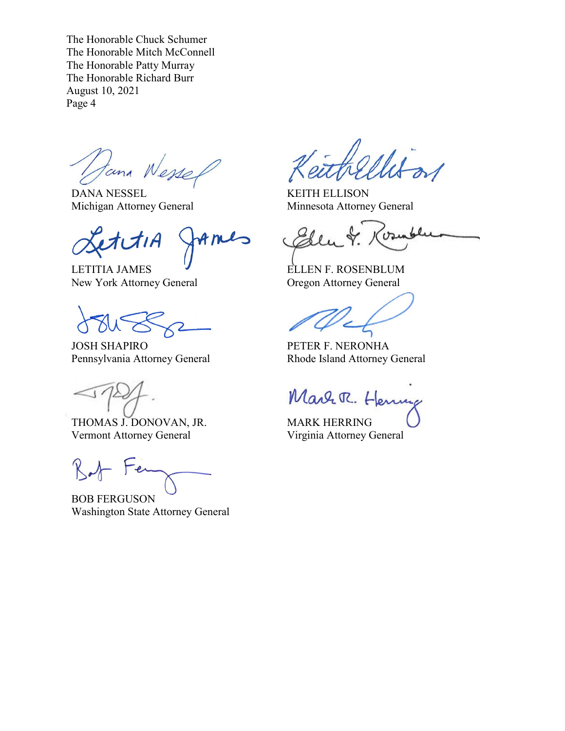The Honorable Chuck Schumer
The Honorable Mitch McConnell
The Honorable Patty Murray
The Honorable Richard Burr
August 10, 2021
Page 4

DANA NESSEL
Michigan Attorney General

KEITH ELLISON
Minnesota Attorney General

LETITIA JAMES
New York Attorney General

ELLEN F. ROSENBLUM
Oregon Attorney General

JOSH SHAPIRO
Pennsylvania Attorney General

PETER F. NERONHA
Rhode Island Attorney General

THOMAS J. DONOVAN, JR.
Vermont Attorney General

MARK HERRING
Virginia Attorney General

BOB FERGUSON
Washington State Attorney General